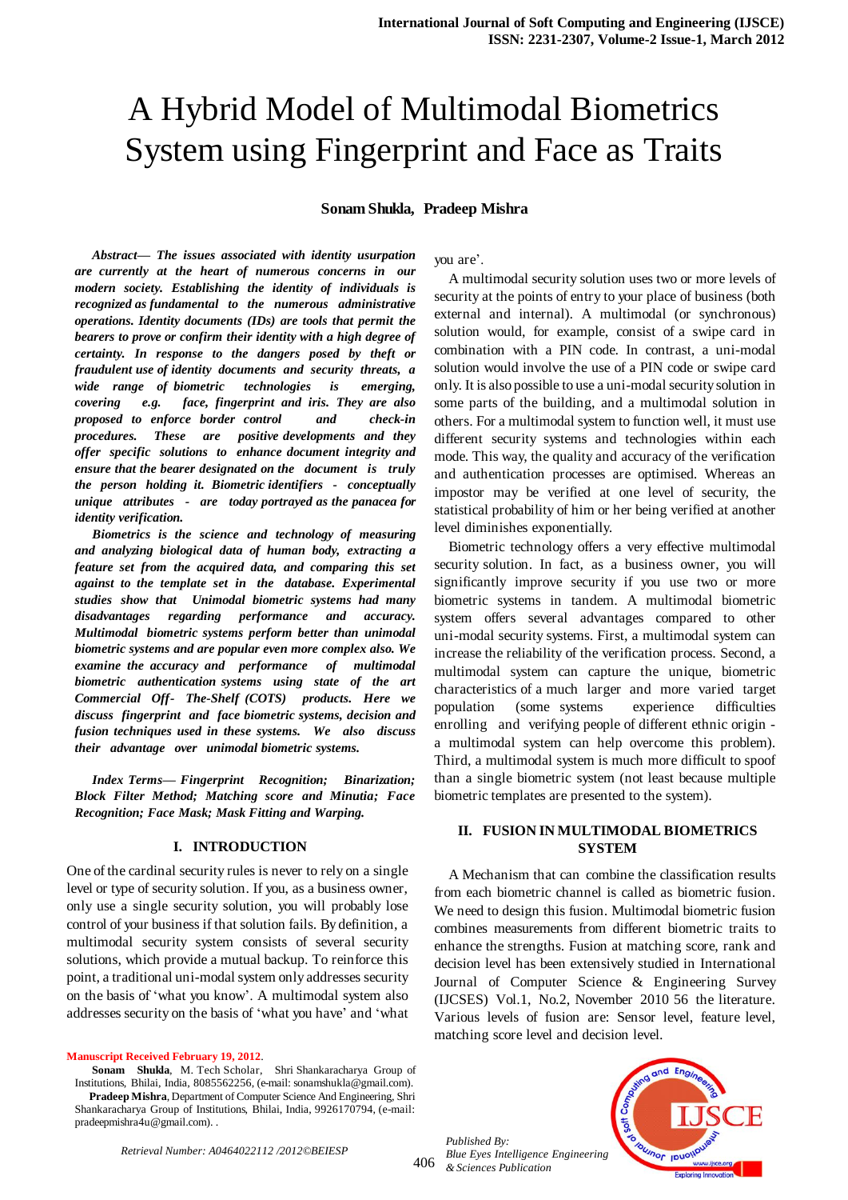# A Hybrid Model of Multimodal Biometrics System using Fingerprint and Face as Traits

**Sonam Shukla, Pradeep Mishra**

***Abstract*— *The issues associated with identity usurpation are currently at the heart of numerous concerns in our modern society. Establishing the identity of individuals is recognized as fundamental to the numerous administrative operations. Identity documents (IDs) are tools that permit the bearers to prove or confirm their identity with a high degree of certainty. In response to the dangers posed by theft or fraudulent use of identity documents and security threats, a wide range of biometric technologies is emerging, covering e.g. face, fingerprint and iris. They are also proposed to enforce border control and check-in procedures. These are positive developments and they offer specific solutions to enhance document integrity and ensure that the bearer designated on the document is truly the person holding it. Biometric identifiers - conceptually unique attributes - are today portrayed as the panacea for identity verification.***

***Biometrics is the science and technology of measuring and analyzing biological data of human body, extracting a feature set from the acquired data, and comparing this set against to the template set in the database. Experimental studies show that Unimodal biometric systems had many disadvantages regarding performance and accuracy. Multimodal biometric systems perform better than unimodal biometric systems and are popular even more complex also. We examine the accuracy and performance of multimodal biometric authentication systems using state of the art Commercial Off- The-Shelf (COTS) products. Here we discuss fingerprint and face biometric systems, decision and fusion techniques used in these systems. We also discuss their advantage over unimodal biometric systems.***

***Index Terms*— *Fingerprint Recognition; Binarization; Block Filter Method; Matching score and Minutia; Face Recognition; Face Mask; Mask Fitting and Warping.***

## I. INTRODUCTION

One of the cardinal security rules is never to rely on a single level or type of security solution. If you, as a business owner, only use a single security solution, you will probably lose control of your business if that solution fails. By definition, a multimodal security system consists of several security solutions, which provide a mutual backup. To reinforce this point, a traditional uni-modal system only addresses security on the basis of 'what you know'. A multimodal system also addresses security on the basis of 'what you have' and 'what you are'.

A multimodal security solution uses two or more levels of security at the points of entry to your place of business (both external and internal). A multimodal (or synchronous) solution would, for example, consist of a swipe card in combination with a PIN code. In contrast, a uni-modal solution would involve the use of a PIN code or swipe card only. It is also possible to use a uni-modal security solution in some parts of the building, and a multimodal solution in others. For a multimodal system to function well, it must use different security systems and technologies within each mode. This way, the quality and accuracy of the verification and authentication processes are optimised. Whereas an impostor may be verified at one level of security, the statistical probability of him or her being verified at another level diminishes exponentially.

Biometric technology offers a very effective multimodal security solution. In fact, as a business owner, you will significantly improve security if you use two or more biometric systems in tandem. A multimodal biometric system offers several advantages compared to other uni-modal security systems. First, a multimodal system can increase the reliability of the verification process. Second, a multimodal system can capture the unique, biometric characteristics of a much larger and more varied target population (some systems experience difficulties enrolling and verifying people of different ethnic origin - a multimodal system can help overcome this problem). Third, a multimodal system is much more difficult to spoof than a single biometric system (not least because multiple biometric templates are presented to the system).

## II. FUSION IN MULTIMODAL BIOMETRICS SYSTEM

A Mechanism that can combine the classification results from each biometric channel is called as biometric fusion. We need to design this fusion. Multimodal biometric fusion combines measurements from different biometric traits to enhance the strengths. Fusion at matching score, rank and decision level has been extensively studied in International Journal of Computer Science & Engineering Survey (IJCSES) Vol.1, No.2, November 2010 56 the literature. Various levels of fusion are: Sensor level, feature level, matching score level and decision level.

**Manuscript Received February 19, 2012.**

**Sonam Shukla**, M. Tech Scholar, Shri Shankaracharya Group of Institutions, Bhilai, India, 8085562256, (e-mail: sonamshukla@gmail.com).

**Pradeep Mishra**, Department of Computer Science And Engineering, Shri Shankaracharya Group of Institutions, Bhilai, India, 9926170794, (e-mail: pradeepmishra4u@gmail.com).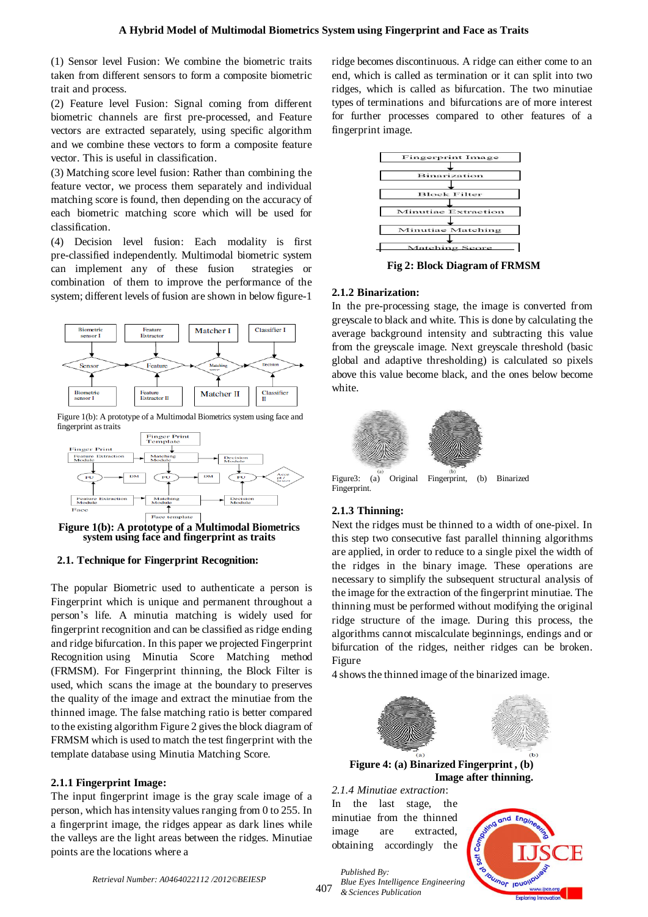(1) Sensor level Fusion: We combine the biometric traits taken from different sensors to form a composite biometric trait and process.

(2) Feature level Fusion: Signal coming from different biometric channels are first pre-processed, and Feature vectors are extracted separately, using specific algorithm and we combine these vectors to form a composite feature vector. This is useful in classification.

(3) Matching score level fusion: Rather than combining the feature vector, we process them separately and individual matching score is found, then depending on the accuracy of each biometric matching score which will be used for classification.

(4) Decision level fusion: Each modality is first pre-classified independently. Multimodal biometric system can implement any of these fusion strategies or combination of them to improve the performance of the system; different levels of fusion are shown in below figure-1

Figure 1(b): A prototype of a Multimodal Biometrics system using face and fingerprint as traits

**Figure 1(b): A prototype of a Multimodal Biometrics system using face and fingerprint as traits**

### 2.1. Technique for Fingerprint Recognition:

The popular Biometric used to authenticate a person is Fingerprint which is unique and permanent throughout a person's life. A minutia matching is widely used for fingerprint recognition and can be classified as ridge ending and ridge bifurcation. In this paper we projected Fingerprint Recognition using Minutia Score Matching method (FRMSM). For Fingerprint thinning, the Block Filter is used, which scans the image at the boundary to preserves the quality of the image and extract the minutiae from the thinned image. The false matching ratio is better compared to the existing algorithm Figure 2 gives the block diagram of FRMSM which is used to match the test fingerprint with the template database using Minutia Matching Score.

#### 2.1.1 Fingerprint Image:

The input fingerprint image is the gray scale image of a person, which has intensity values ranging from 0 to 255. In a fingerprint image, the ridges appear as dark lines while the valleys are the light areas between the ridges. Minutiae points are the locations where a ridge becomes discontinuous. A ridge can either come to an end, which is called as termination or it can split into two ridges, which is called as bifurcation. The two minutiae types of terminations and bifurcations are of more interest for further processes compared to other features of a fingerprint image.

**Fig 2: Block Diagram of FRMSM**

#### 2.1.2 Binarization:

In the pre-processing stage, the image is converted from greyscale to black and white. This is done by calculating the average background intensity and subtracting this value from the greyscale image. Next greyscale threshold (basic global and adaptive thresholding) is calculated so pixels above this value become black, and the ones below become white.

Figure3: (a) Original Fingerprint, (b) Binarized Fingerprint.

#### 2.1.3 Thinning:

Next the ridges must be thinned to a width of one-pixel. In this step two consecutive fast parallel thinning algorithms are applied, in order to reduce to a single pixel the width of the ridges in the binary image. These operations are necessary to simplify the subsequent structural analysis of the image for the extraction of the fingerprint minutiae. The thinning must be performed without modifying the original ridge structure of the image. During this process, the algorithms cannot miscalculate beginnings, endings and or bifurcation of the ridges, neither ridges can be broken. Figure 4 shows the thinned image of the binarized image.

**Figure 4: (a) Binarized Fingerprint , (b) Image after thinning.**

*2.1.4 Minutiae extraction*:

In the last stage, the minutiae from the thinned image are extracted, obtaining accordingly the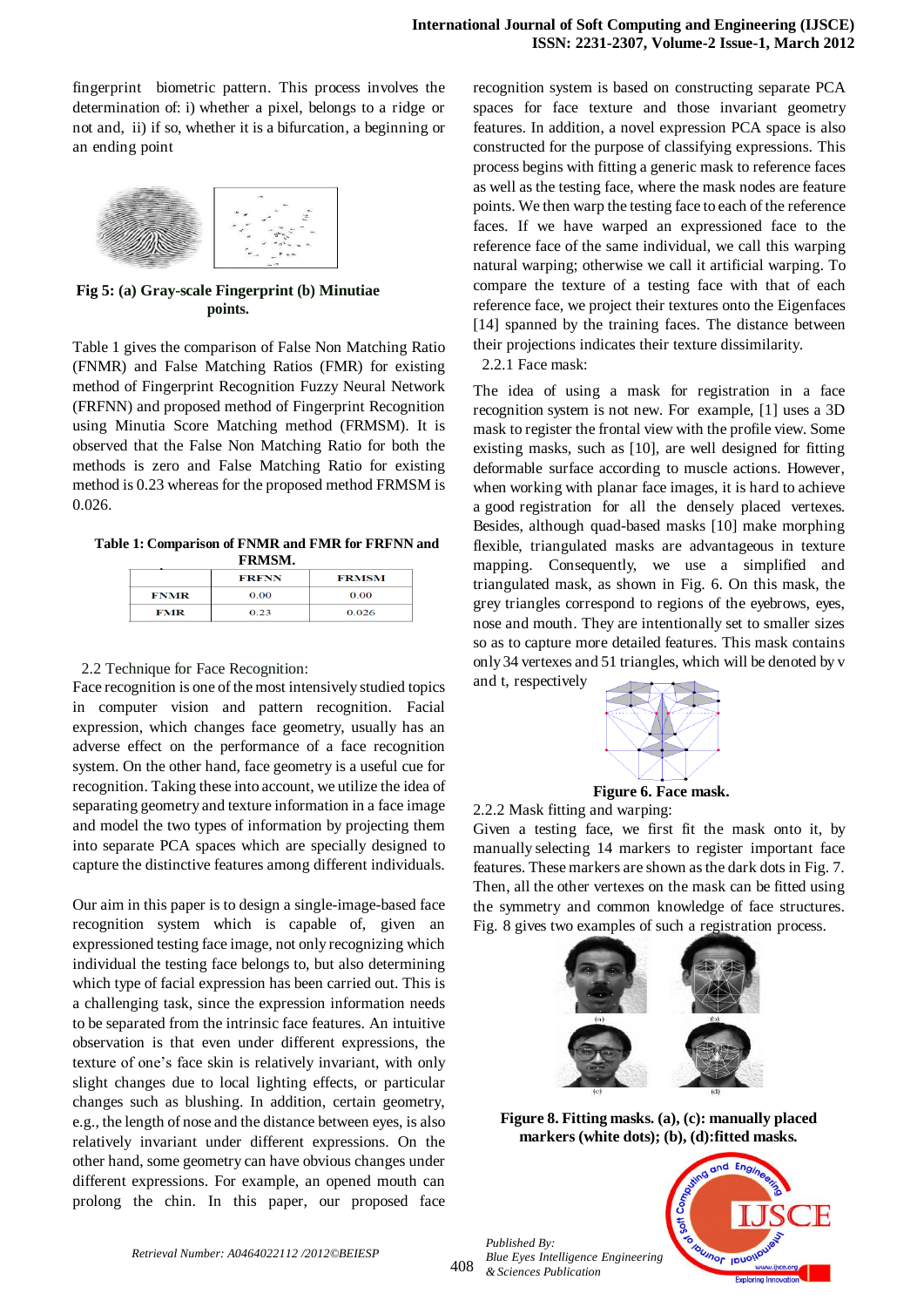fingerprint biometric pattern. This process involves the determination of: i) whether a pixel, belongs to a ridge or not and, ii) if so, whether it is a bifurcation, a beginning or an ending point

**Fig 5: (a) Gray-scale Fingerprint (b) Minutiae points.**

Table 1 gives the comparison of False Non Matching Ratio (FNMR) and False Matching Ratios (FMR) for existing method of Fingerprint Recognition Fuzzy Neural Network (FRFNN) and proposed method of Fingerprint Recognition using Minutia Score Matching method (FRMSM). It is observed that the False Non Matching Ratio for both the methods is zero and False Matching Ratio for existing method is 0.23 whereas for the proposed method FRMSM is 0.026.

**Table 1: Comparison of FNMR and FMR for FRFNN and FRMSM.**

| | FRFNN | FRMSM |
|---|---|---|
| FNMR | 0.00 | 0.00 |
| FMR | 0.23 | 0.026 |

2.2 Technique for Face Recognition:

Face recognition is one of the most intensively studied topics in computer vision and pattern recognition. Facial expression, which changes face geometry, usually has an adverse effect on the performance of a face recognition system. On the other hand, face geometry is a useful cue for recognition. Taking these into account, we utilize the idea of separating geometry and texture information in a face image and model the two types of information by projecting them into separate PCA spaces which are specially designed to capture the distinctive features among different individuals.

Our aim in this paper is to design a single-image-based face recognition system which is capable of, given an expressioned testing face image, not only recognizing which individual the testing face belongs to, but also determining which type of facial expression has been carried out. This is a challenging task, since the expression information needs to be separated from the intrinsic face features. An intuitive observation is that even under different expressions, the texture of one's face skin is relatively invariant, with only slight changes due to local lighting effects, or particular changes such as blushing. In addition, certain geometry, e.g., the length of nose and the distance between eyes, is also relatively invariant under different expressions. On the other hand, some geometry can have obvious changes under different expressions. For example, an opened mouth can prolong the chin. In this paper, our proposed face recognition system is based on constructing separate PCA spaces for face texture and those invariant geometry features. In addition, a novel expression PCA space is also constructed for the purpose of classifying expressions. This process begins with fitting a generic mask to reference faces as well as the testing face, where the mask nodes are feature points. We then warp the testing face to each of the reference faces. If we have warped an expressioned face to the reference face of the same individual, we call this warping natural warping; otherwise we call it artificial warping. To compare the texture of a testing face with that of each reference face, we project their textures onto the Eigenfaces [14] spanned by the training faces. The distance between their projections indicates their texture dissimilarity.

2.2.1 Face mask:

The idea of using a mask for registration in a face recognition system is not new. For example, [1] uses a 3D mask to register the frontal view with the profile view. Some existing masks, such as [10], are well designed for fitting deformable surface according to muscle actions. However, when working with planar face images, it is hard to achieve a good registration for all the densely placed vertexes. Besides, although quad-based masks [10] make morphing flexible, triangulated masks are advantageous in texture mapping. Consequently, we use a simplified and triangulated mask, as shown in Fig. 6. On this mask, the grey triangles correspond to regions of the eyebrows, eyes, nose and mouth. They are intentionally set to smaller sizes so as to capture more detailed features. This mask contains only 34 vertexes and 51 triangles, which will be denoted by v and t, respectively

**Figure 6. Face mask.**

2.2.2 Mask fitting and warping:

Given a testing face, we first fit the mask onto it, by manually selecting 14 markers to register important face features. These markers are shown as the dark dots in Fig. 7. Then, all the other vertexes on the mask can be fitted using the symmetry and common knowledge of face structures. Fig. 8 gives two examples of such a registration process.

**Figure 8. Fitting masks. (a), (c): manually placed markers (white dots); (b), (d):fitted masks.**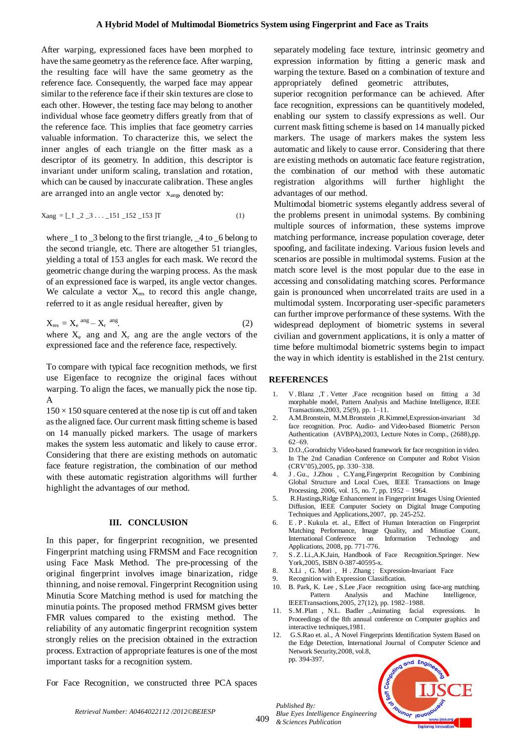After warping, expressioned faces have been morphed to have the same geometry as the reference face. After warping, the resulting face will have the same geometry as the reference face. Consequently, the warped face may appear similar to the reference face if their skin textures are close to each other. However, the testing face may belong to another individual whose face geometry differs greatly from that of the reference face. This implies that face geometry carries valuable information. To characterize this, we select the inner angles of each triangle on the fitter mask as a descriptor of its geometry. In addition, this descriptor is invariant under uniform scaling, translation and rotation, which can be caused by inaccurate calibration. These angles are arranged into an angle vector $x_{ang}$, denoted by:

$$X_{ang} = [\_1\ \_2\ \_3 \ldots \_151\ \_152\ \_153\ ]^T \quad (1)$$

where _1 to _3 belong to the first triangle, _4 to _6 belong to the second triangle, etc. There are altogether 51 triangles, yielding a total of 153 angles for each mask. We record the geometric change during the warping process. As the mask of an expressioned face is warped, its angle vector changes. We calculate a vector $X_{res}$ to record this angle change, referred to it as angle residual hereafter, given by

$$X_{res} = X_e^{\ ang} - X_r^{\ ang}. \quad (2)$$

where $X_e$ ang and $X_r$ ang are the angle vectors of the expressioned face and the reference face, respectively.

To compare with typical face recognition methods, we first use Eigenface to recognize the original faces without warping. To align the faces, we manually pick the nose tip. A

$150 \times 150$ square centered at the nose tip is cut off and taken as the aligned face. Our current mask fitting scheme is based on 14 manually picked markers. The usage of markers makes the system less automatic and likely to cause error. Considering that there are existing methods on automatic face feature registration, the combination of our method with these automatic registration algorithms will further highlight the advantages of our method.

## III. CONCLUSION

In this paper, for fingerprint recognition, we presented Fingerprint matching using FRMSM and Face recognition using Face Mask Method. The pre-processing of the original fingerprint involves image binarization, ridge thinning, and noise removal. Fingerprint Recognition using Minutia Score Matching method is used for matching the minutia points. The proposed method FRMSM gives better FMR values compared to the existing method. The reliability of any automatic fingerprint recognition system strongly relies on the precision obtained in the extraction process. Extraction of appropriate features is one of the most important tasks for a recognition system.

For Face Recognition, we constructed three PCA spaces separately modeling face texture, intrinsic geometry and expression information by fitting a generic mask and warping the texture. Based on a combination of texture and appropriately defined geometric attributes, superior recognition performance can be achieved. After face recognition, expressions can be quantitively modeled, enabling our system to classify expressions as well. Our current mask fitting scheme is based on 14 manually picked markers. The usage of markers makes the system less automatic and likely to cause error. Considering that there are existing methods on automatic face feature registration, the combination of our method with these automatic registration algorithms will further highlight the advantages of our method.

Multimodal biometric systems elegantly address several of the problems present in unimodal systems. By combining multiple sources of information, these systems improve matching performance, increase population coverage, deter spoofing, and facilitate indexing. Various fusion levels and scenarios are possible in multimodal systems. Fusion at the match score level is the most popular due to the ease in accessing and consolidating matching scores. Performance gain is pronounced when uncorrelated traits are used in a multimodal system. Incorporating user-specific parameters can further improve performance of these systems. With the widespread deployment of biometric systems in several civilian and government applications, it is only a matter of time before multimodal biometric systems begin to impact the way in which identity is established in the 21st century.

## REFERENCES

1. V. Blanz ,T. Vetter ,Face recognition based on fitting a 3d morphable model, Pattern Analysis and Machine Intelligence, IEEE Transactions,2003, 25(9), pp. 1–11.
2. A.M.Bronstein, M.M.Bronstein ,R.Kimmel,Expression-invariant 3d face recognition. Proc. Audio- and Video-based Biometric Person Authentication (AVBPA),2003, Lecture Notes in Comp., (2688),pp. 62–69.
3. D.O.,Gorodnichy Video-based framework for face recognition in video. In The 2nd Canadian Conference on Computer and Robot Vision (CRV'05),2005, pp. 330–338.
4. J. Gu., J.Zhou , C.Yang,Fingerprint Recognition by Combining Global Structure and Local Cues, IEEE Transactions on Image Processing, 2006, vol. 15, no. 7, pp. 1952 – 1964.
5. R.Hastings,Ridge Enhancement in Fingerprint Images Using Oriented Diffusion, IEEE Computer Society on Digital Image Computing Techniques and Applications,2007, pp. 245-252.
6. E. P. Kukula et. al., Effect of Human Interaction on Fingerprint Matching Performance, Image Quality, and Minutiae Count, International Conference on Information Technology and Applications, 2008, pp. 771-776.
7. S.Z.Li.,A.K.Jain, Handbook of Face Recognition.Springer. New York,2005, ISBN 0-387-40595-x.
8. X.Li , G. Mori , H. Zhang ; Expression-Invariant Face
9. Recognition with Expression Classification.
10. B. Park, K. Lee , S.Lee ,Face recognition using face-arg matching. Pattern Analysis and Machine Intelligence, IEEETransactions,2005, 27(12), pp. 1982–1988.
11. S.M.Platt , N.L. Badler .,Animating facial expressions. In Proceedings of the 8th annual conference on Computer graphics and interactive techniques,1981.
12. G.S.Rao et. al., A Novel Fingerprints Identification System Based on the Edge Detection, International Journal of Computer Science and Network Security,2008, vol.8, pp. 394-397.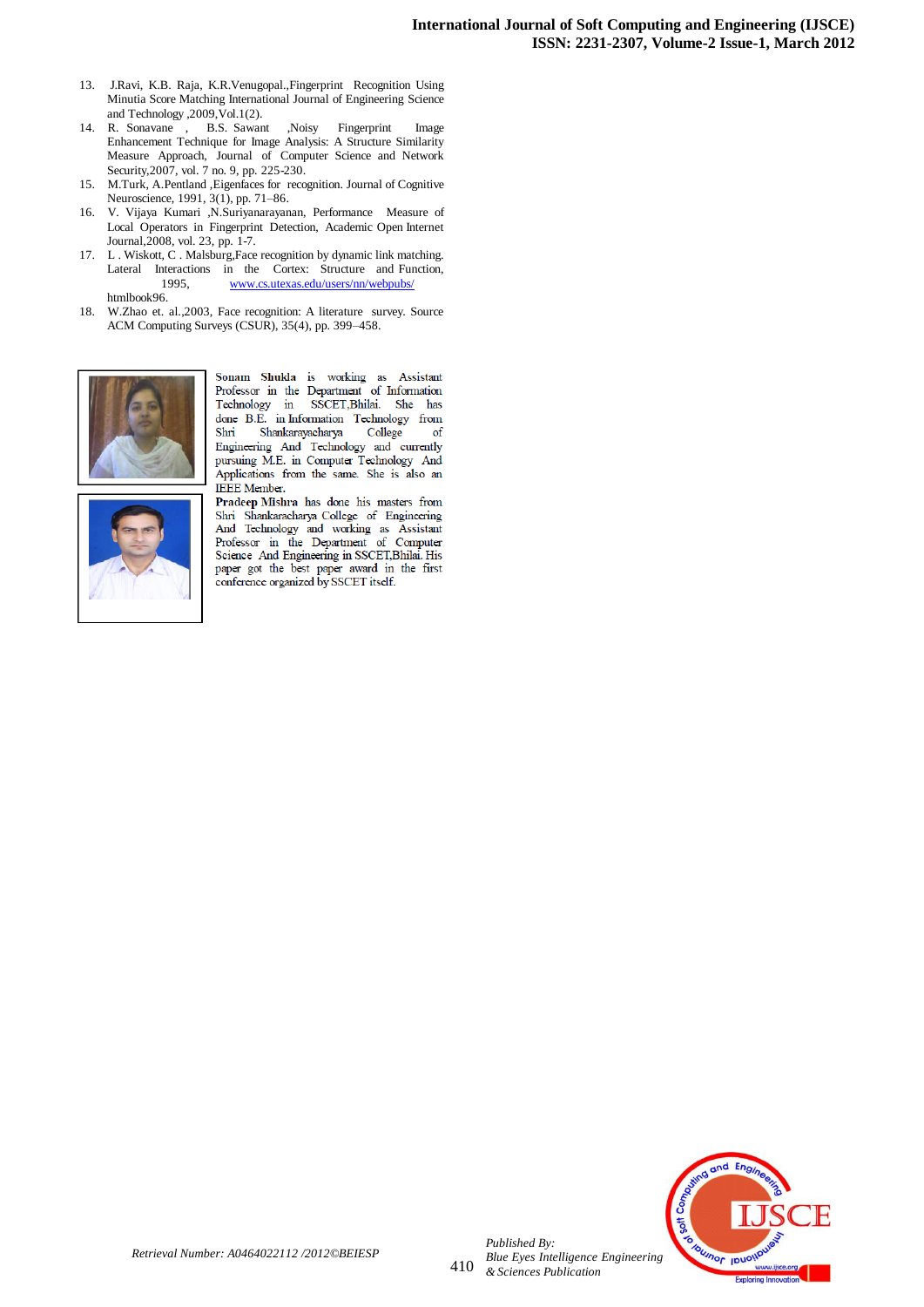13. J.Ravi, K.B. Raja, K.R.Venugopal.,Fingerprint Recognition Using Minutia Score Matching International Journal of Engineering Science and Technology ,2009,Vol.1(2).
14. R. Sonavane , B.S. Sawant ,Noisy Fingerprint Image Enhancement Technique for Image Analysis: A Structure Similarity Measure Approach, Journal of Computer Science and Network Security,2007, vol. 7 no. 9, pp. 225-230.
15. M.Turk, A.Pentland ,Eigenfaces for recognition. Journal of Cognitive Neuroscience, 1991, 3(1), pp. 71–86.
16. V. Vijaya Kumari ,N.Suriyanarayanan, Performance Measure of Local Operators in Fingerprint Detection, Academic Open Internet Journal,2008, vol. 23, pp. 1-7.
17. L . Wiskott, C . Malsburg,Face recognition by dynamic link matching. Lateral Interactions in the Cortex: Structure and Function, 1995, www.cs.utexas.edu/users/nn/webpubs/htmlbook96.
18. W.Zhao et. al.,2003, Face recognition: A literature survey. Source ACM Computing Surveys (CSUR), 35(4), pp. 399–458.

**Sonam Shukla** is working as Assistant Professor in the Department of Information Technology in SSCET,Bhilai. She has done B.E. in Information Technology from Shri Shankarayacharya College of Engineering And Technology and currently pursuing M.E. in Computer Technology And Applications from the same. She is also an IEEE Member.

**Pradeep Mishra** has done his masters from Shri Shankaracharya College of Engineering And Technology and working as Assistant Professor in the Department of Computer Science And Engineering in SSCET,Bhilai. His paper got the best paper award in the first conference organized by SSCET itself.